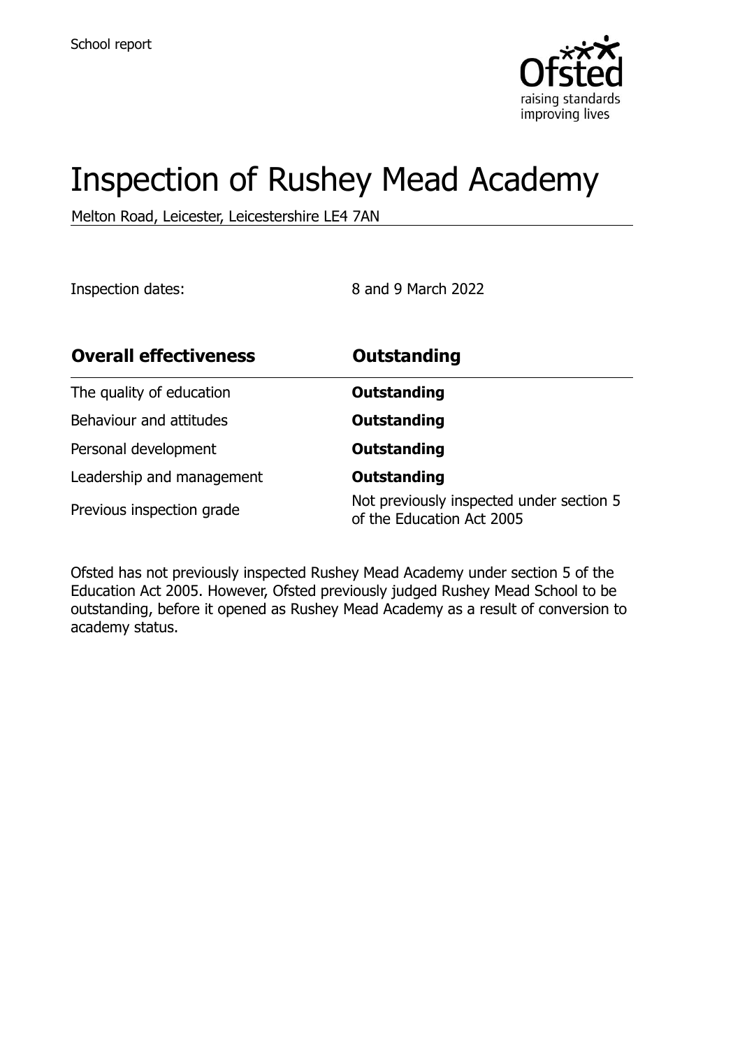School report

# Inspection of Rushey Mead Academy

Melton Road, Leicester, Leicestershire LE4 7AN

Inspection dates: 8 and 9 March 2022

| **Overall effectiveness** | **Outstanding** |
| --- | --- |
| The quality of education | **Outstanding** |
| Behaviour and attitudes | **Outstanding** |
| Personal development | **Outstanding** |
| Leadership and management | **Outstanding** |
| Previous inspection grade | Not previously inspected under section 5 of the Education Act 2005 |

Ofsted has not previously inspected Rushey Mead Academy under section 5 of the Education Act 2005. However, Ofsted previously judged Rushey Mead School to be outstanding, before it opened as Rushey Mead Academy as a result of conversion to academy status.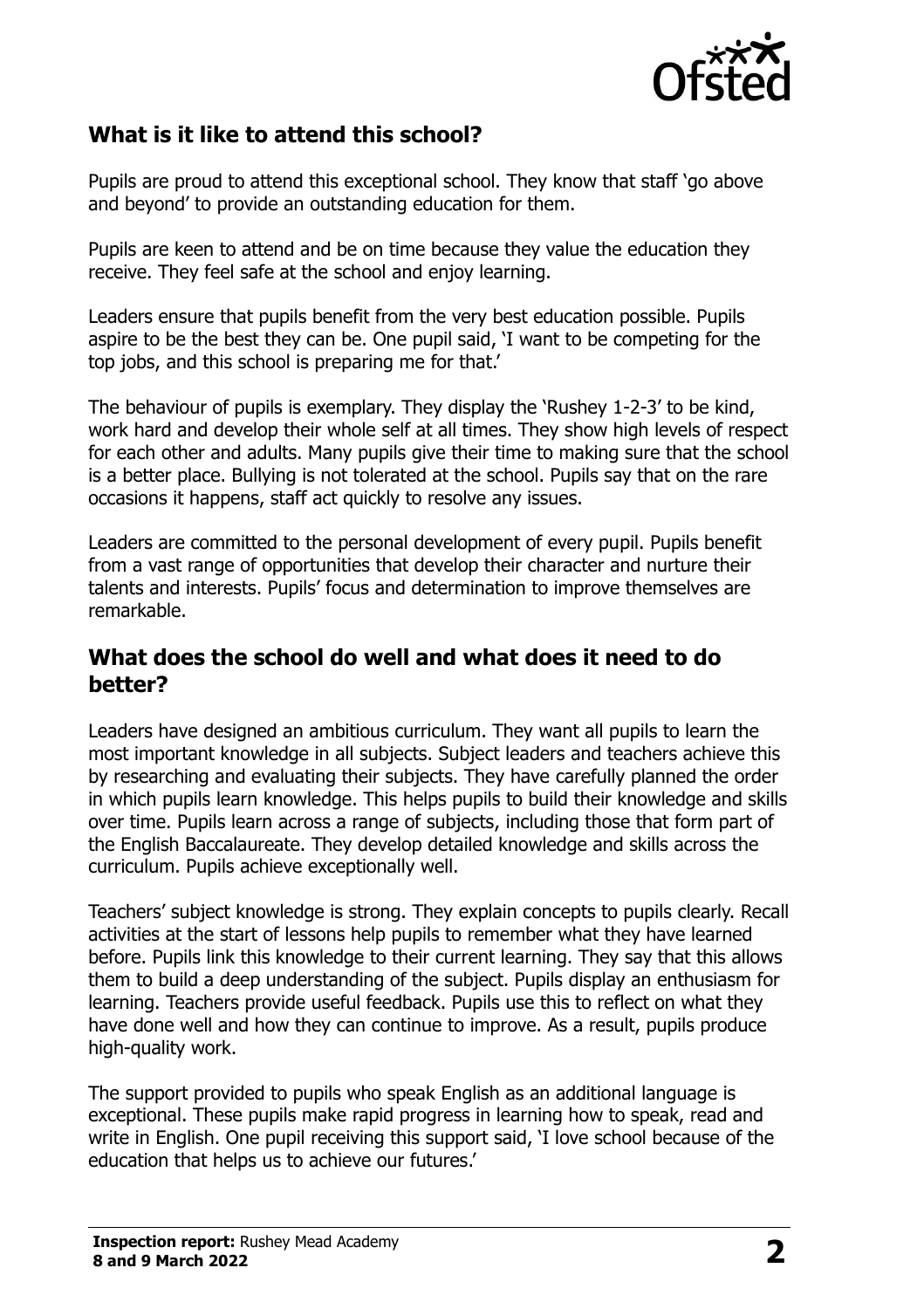## What is it like to attend this school?

Pupils are proud to attend this exceptional school. They know that staff 'go above and beyond' to provide an outstanding education for them.

Pupils are keen to attend and be on time because they value the education they receive. They feel safe at the school and enjoy learning.

Leaders ensure that pupils benefit from the very best education possible. Pupils aspire to be the best they can be. One pupil said, 'I want to be competing for the top jobs, and this school is preparing me for that.'

The behaviour of pupils is exemplary. They display the 'Rushey 1-2-3' to be kind, work hard and develop their whole self at all times. They show high levels of respect for each other and adults. Many pupils give their time to making sure that the school is a better place. Bullying is not tolerated at the school. Pupils say that on the rare occasions it happens, staff act quickly to resolve any issues.

Leaders are committed to the personal development of every pupil. Pupils benefit from a vast range of opportunities that develop their character and nurture their talents and interests. Pupils' focus and determination to improve themselves are remarkable.

## What does the school do well and what does it need to do better?

Leaders have designed an ambitious curriculum. They want all pupils to learn the most important knowledge in all subjects. Subject leaders and teachers achieve this by researching and evaluating their subjects. They have carefully planned the order in which pupils learn knowledge. This helps pupils to build their knowledge and skills over time. Pupils learn across a range of subjects, including those that form part of the English Baccalaureate. They develop detailed knowledge and skills across the curriculum. Pupils achieve exceptionally well.

Teachers' subject knowledge is strong. They explain concepts to pupils clearly. Recall activities at the start of lessons help pupils to remember what they have learned before. Pupils link this knowledge to their current learning. They say that this allows them to build a deep understanding of the subject. Pupils display an enthusiasm for learning. Teachers provide useful feedback. Pupils use this to reflect on what they have done well and how they can continue to improve. As a result, pupils produce high-quality work.

The support provided to pupils who speak English as an additional language is exceptional. These pupils make rapid progress in learning how to speak, read and write in English. One pupil receiving this support said, 'I love school because of the education that helps us to achieve our futures.'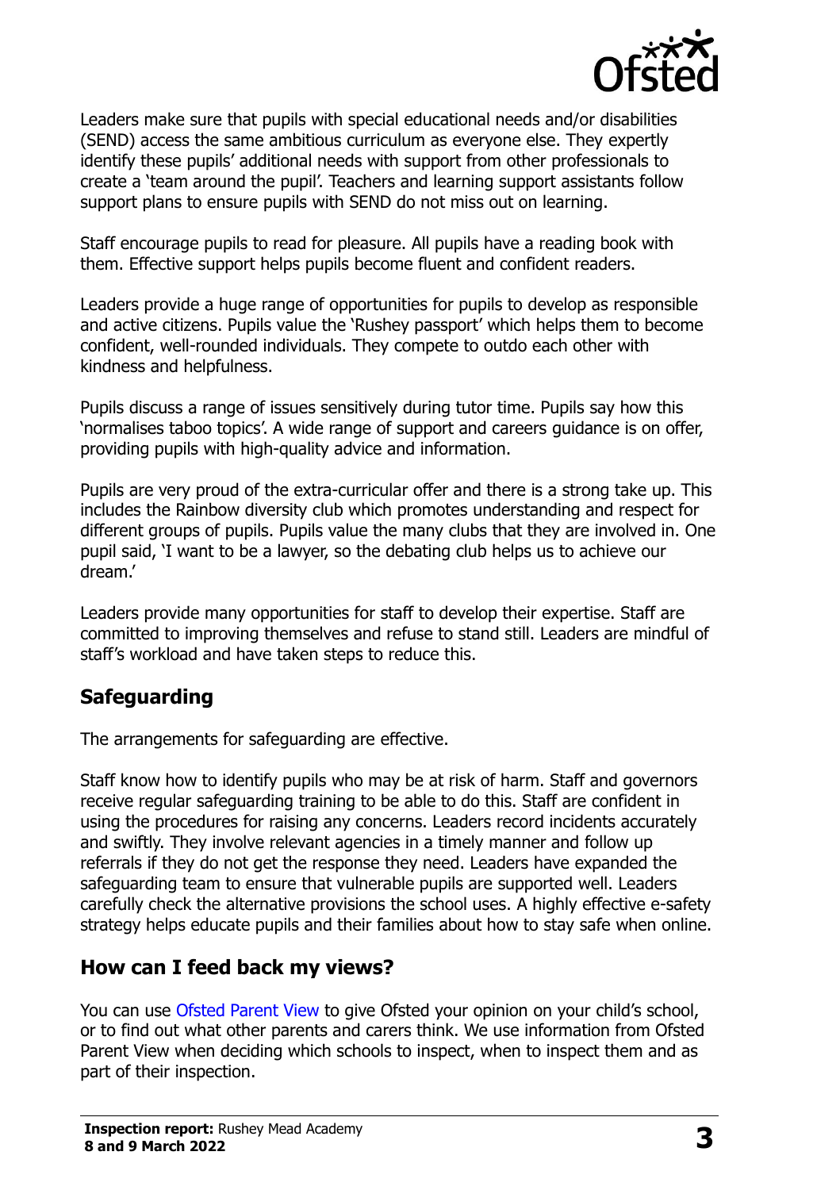Leaders make sure that pupils with special educational needs and/or disabilities (SEND) access the same ambitious curriculum as everyone else. They expertly identify these pupils' additional needs with support from other professionals to create a 'team around the pupil'. Teachers and learning support assistants follow support plans to ensure pupils with SEND do not miss out on learning.

Staff encourage pupils to read for pleasure. All pupils have a reading book with them. Effective support helps pupils become fluent and confident readers.

Leaders provide a huge range of opportunities for pupils to develop as responsible and active citizens. Pupils value the 'Rushey passport' which helps them to become confident, well-rounded individuals. They compete to outdo each other with kindness and helpfulness.

Pupils discuss a range of issues sensitively during tutor time. Pupils say how this 'normalises taboo topics'. A wide range of support and careers guidance is on offer, providing pupils with high-quality advice and information.

Pupils are very proud of the extra-curricular offer and there is a strong take up. This includes the Rainbow diversity club which promotes understanding and respect for different groups of pupils. Pupils value the many clubs that they are involved in. One pupil said, 'I want to be a lawyer, so the debating club helps us to achieve our dream.'

Leaders provide many opportunities for staff to develop their expertise. Staff are committed to improving themselves and refuse to stand still. Leaders are mindful of staff's workload and have taken steps to reduce this.

## Safeguarding

The arrangements for safeguarding are effective.

Staff know how to identify pupils who may be at risk of harm. Staff and governors receive regular safeguarding training to be able to do this. Staff are confident in using the procedures for raising any concerns. Leaders record incidents accurately and swiftly. They involve relevant agencies in a timely manner and follow up referrals if they do not get the response they need. Leaders have expanded the safeguarding team to ensure that vulnerable pupils are supported well. Leaders carefully check the alternative provisions the school uses. A highly effective e-safety strategy helps educate pupils and their families about how to stay safe when online.

## How can I feed back my views?

You can use Ofsted Parent View to give Ofsted your opinion on your child's school, or to find out what other parents and carers think. We use information from Ofsted Parent View when deciding which schools to inspect, when to inspect them and as part of their inspection.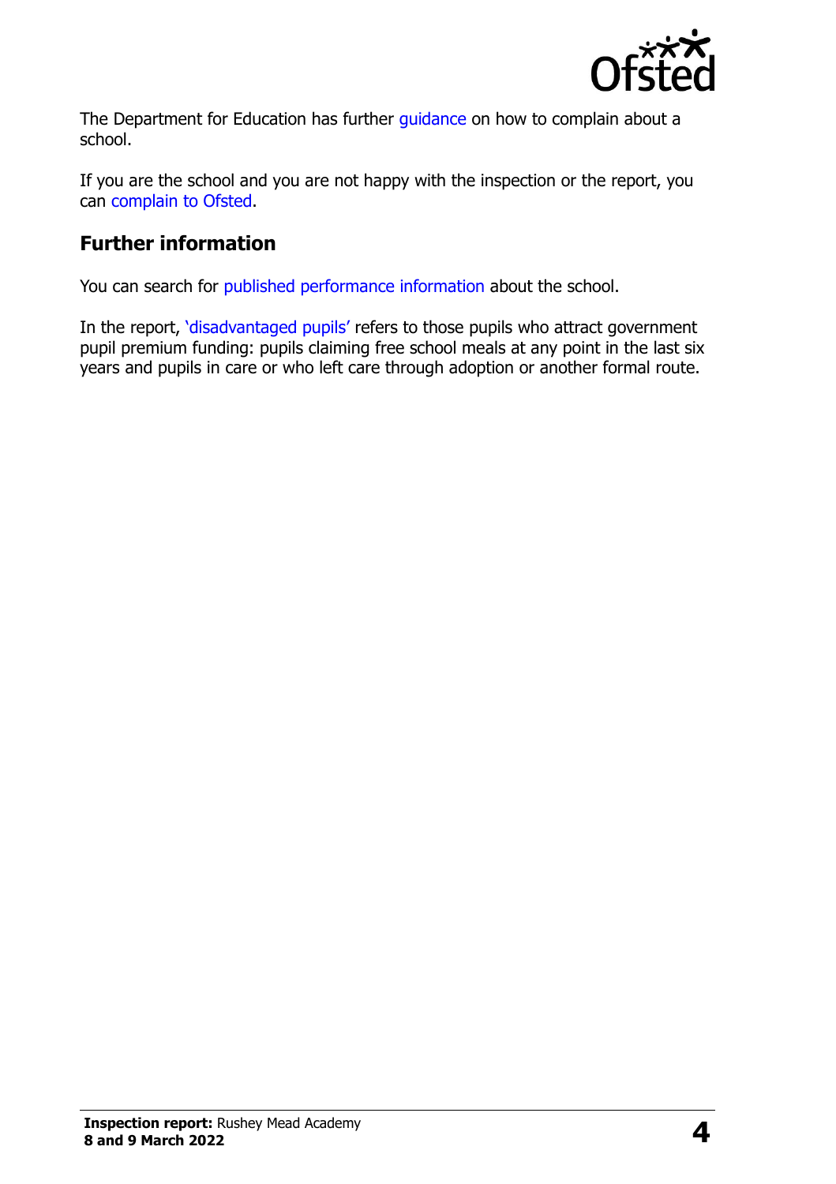The Department for Education has further guidance on how to complain about a school.

If you are the school and you are not happy with the inspection or the report, you can complain to Ofsted.

## Further information

You can search for published performance information about the school.

In the report, 'disadvantaged pupils' refers to those pupils who attract government pupil premium funding: pupils claiming free school meals at any point in the last six years and pupils in care or who left care through adoption or another formal route.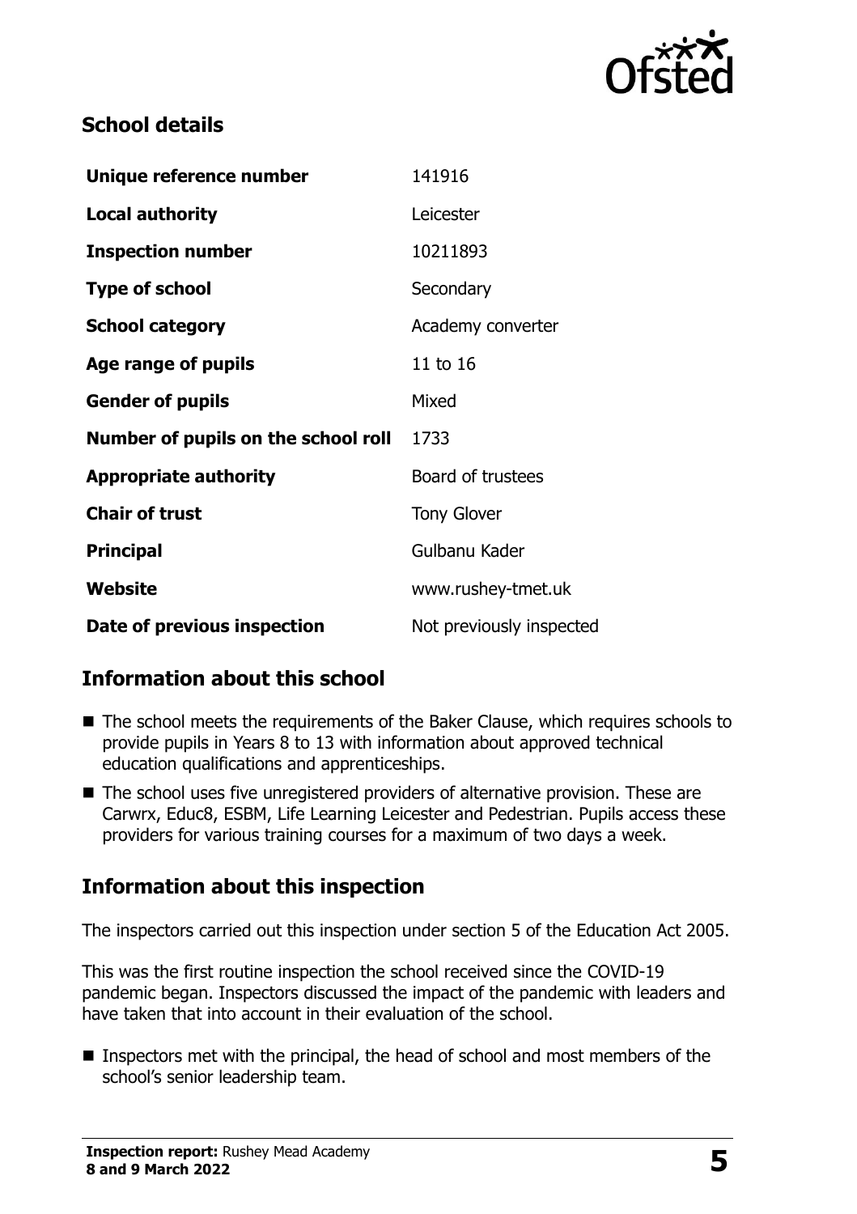## School details

| | |
|---|---|
| **Unique reference number** | 141916 |
| **Local authority** | Leicester |
| **Inspection number** | 10211893 |
| **Type of school** | Secondary |
| **School category** | Academy converter |
| **Age range of pupils** | 11 to 16 |
| **Gender of pupils** | Mixed |
| **Number of pupils on the school roll** | 1733 |
| **Appropriate authority** | Board of trustees |
| **Chair of trust** | Tony Glover |
| **Principal** | Gulbanu Kader |
| **Website** | www.rushey-tmet.uk |
| **Date of previous inspection** | Not previously inspected |

## Information about this school

- The school meets the requirements of the Baker Clause, which requires schools to provide pupils in Years 8 to 13 with information about approved technical education qualifications and apprenticeships.
- The school uses five unregistered providers of alternative provision. These are Carwrx, Educ8, ESBM, Life Learning Leicester and Pedestrian. Pupils access these providers for various training courses for a maximum of two days a week.

## Information about this inspection

The inspectors carried out this inspection under section 5 of the Education Act 2005.

This was the first routine inspection the school received since the COVID-19 pandemic began. Inspectors discussed the impact of the pandemic with leaders and have taken that into account in their evaluation of the school.

- Inspectors met with the principal, the head of school and most members of the school's senior leadership team.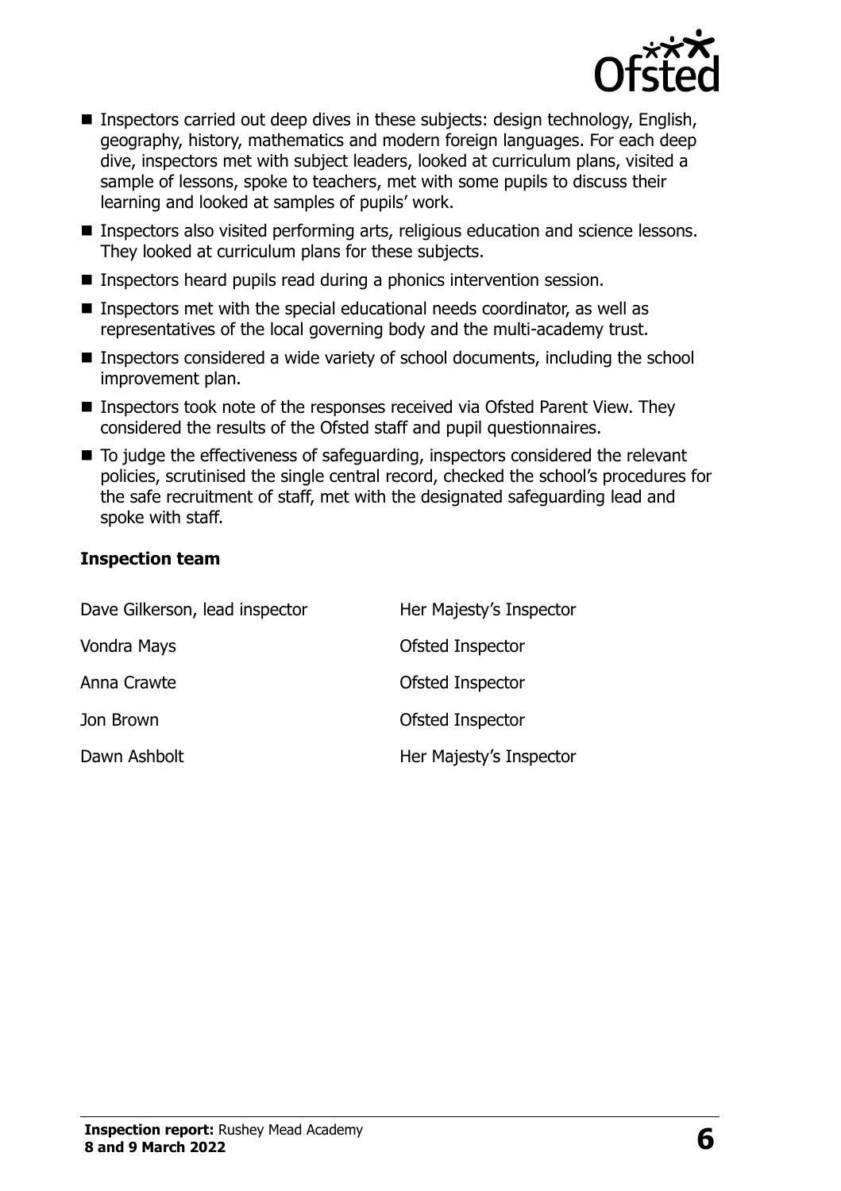- Inspectors carried out deep dives in these subjects: design technology, English, geography, history, mathematics and modern foreign languages. For each deep dive, inspectors met with subject leaders, looked at curriculum plans, visited a sample of lessons, spoke to teachers, met with some pupils to discuss their learning and looked at samples of pupils' work.
- Inspectors also visited performing arts, religious education and science lessons. They looked at curriculum plans for these subjects.
- Inspectors heard pupils read during a phonics intervention session.
- Inspectors met with the special educational needs coordinator, as well as representatives of the local governing body and the multi-academy trust.
- Inspectors considered a wide variety of school documents, including the school improvement plan.
- Inspectors took note of the responses received via Ofsted Parent View. They considered the results of the Ofsted staff and pupil questionnaires.
- To judge the effectiveness of safeguarding, inspectors considered the relevant policies, scrutinised the single central record, checked the school's procedures for the safe recruitment of staff, met with the designated safeguarding lead and spoke with staff.

### Inspection team

| | |
|---|---|
| Dave Gilkerson, lead inspector | Her Majesty's Inspector |
| Vondra Mays | Ofsted Inspector |
| Anna Crawte | Ofsted Inspector |
| Jon Brown | Ofsted Inspector |
| Dawn Ashbolt | Her Majesty's Inspector |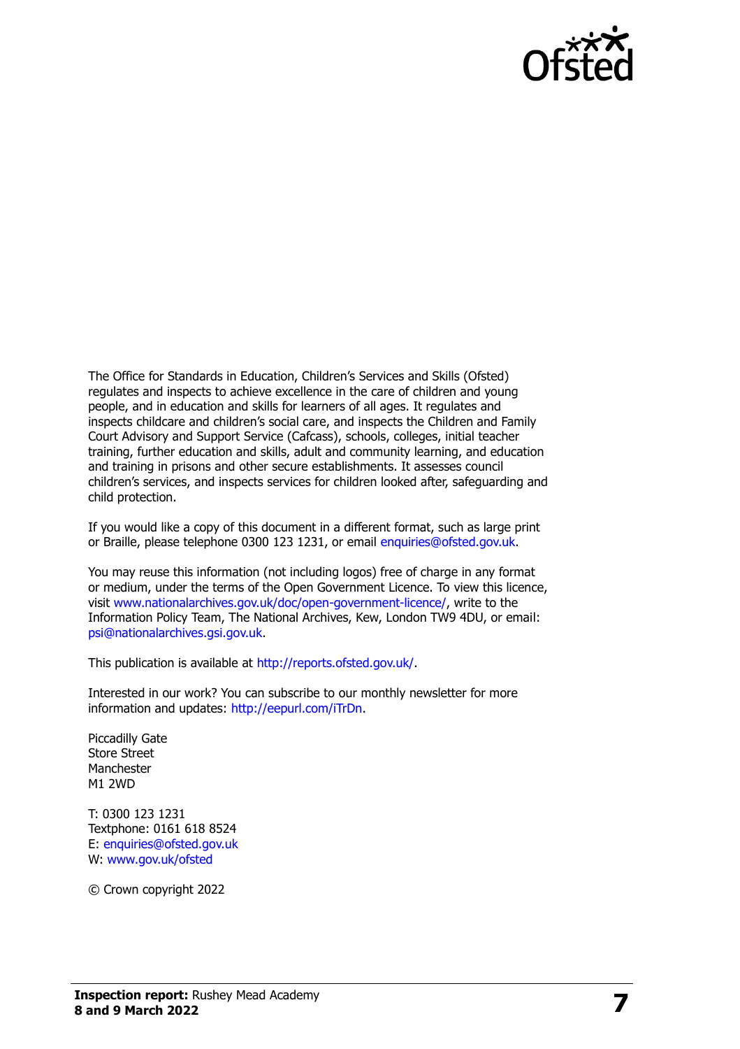The Office for Standards in Education, Children's Services and Skills (Ofsted) regulates and inspects to achieve excellence in the care of children and young people, and in education and skills for learners of all ages. It regulates and inspects childcare and children's social care, and inspects the Children and Family Court Advisory and Support Service (Cafcass), schools, colleges, initial teacher training, further education and skills, adult and community learning, and education and training in prisons and other secure establishments. It assesses council children's services, and inspects services for children looked after, safeguarding and child protection.

If you would like a copy of this document in a different format, such as large print or Braille, please telephone 0300 123 1231, or email enquiries@ofsted.gov.uk.

You may reuse this information (not including logos) free of charge in any format or medium, under the terms of the Open Government Licence. To view this licence, visit www.nationalarchives.gov.uk/doc/open-government-licence/, write to the Information Policy Team, The National Archives, Kew, London TW9 4DU, or email: psi@nationalarchives.gsi.gov.uk.

This publication is available at http://reports.ofsted.gov.uk/.

Interested in our work? You can subscribe to our monthly newsletter for more information and updates: http://eepurl.com/iTrDn.

Piccadilly Gate
Store Street
Manchester
M1 2WD

T: 0300 123 1231
Textphone: 0161 618 8524
E: enquiries@ofsted.gov.uk
W: www.gov.uk/ofsted

© Crown copyright 2022